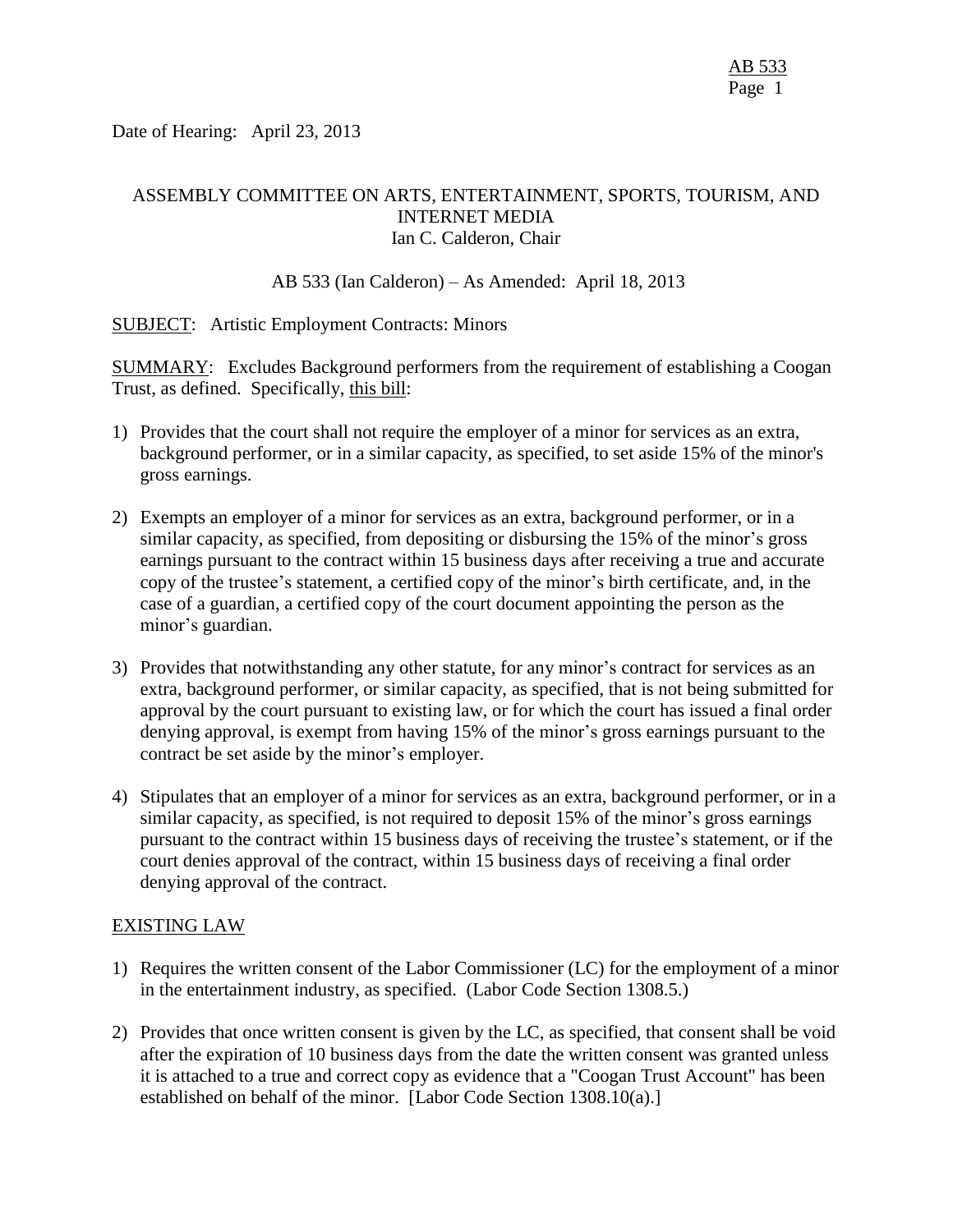Date of Hearing: April 23, 2013

ASSEMBLY COMMITTEE ON ARTS, ENTERTAINMENT, SPORTS, TOURISM, AND INTERNET MEDIA
Ian C. Calderon, Chair

AB 533 (Ian Calderon) – As Amended: April 18, 2013

SUBJECT: Artistic Employment Contracts: Minors

SUMMARY: Excludes Background performers from the requirement of establishing a Coogan Trust, as defined. Specifically, this bill:

1) Provides that the court shall not require the employer of a minor for services as an extra, background performer, or in a similar capacity, as specified, to set aside 15% of the minor's gross earnings.

2) Exempts an employer of a minor for services as an extra, background performer, or in a similar capacity, as specified, from depositing or disbursing the 15% of the minor's gross earnings pursuant to the contract within 15 business days after receiving a true and accurate copy of the trustee's statement, a certified copy of the minor's birth certificate, and, in the case of a guardian, a certified copy of the court document appointing the person as the minor's guardian.

3) Provides that notwithstanding any other statute, for any minor's contract for services as an extra, background performer, or similar capacity, as specified, that is not being submitted for approval by the court pursuant to existing law, or for which the court has issued a final order denying approval, is exempt from having 15% of the minor's gross earnings pursuant to the contract be set aside by the minor's employer.

4) Stipulates that an employer of a minor for services as an extra, background performer, or in a similar capacity, as specified, is not required to deposit 15% of the minor's gross earnings pursuant to the contract within 15 business days of receiving the trustee's statement, or if the court denies approval of the contract, within 15 business days of receiving a final order denying approval of the contract.

EXISTING LAW

1) Requires the written consent of the Labor Commissioner (LC) for the employment of a minor in the entertainment industry, as specified. (Labor Code Section 1308.5.)

2) Provides that once written consent is given by the LC, as specified, that consent shall be void after the expiration of 10 business days from the date the written consent was granted unless it is attached to a true and correct copy as evidence that a "Coogan Trust Account" has been established on behalf of the minor. [Labor Code Section 1308.10(a).]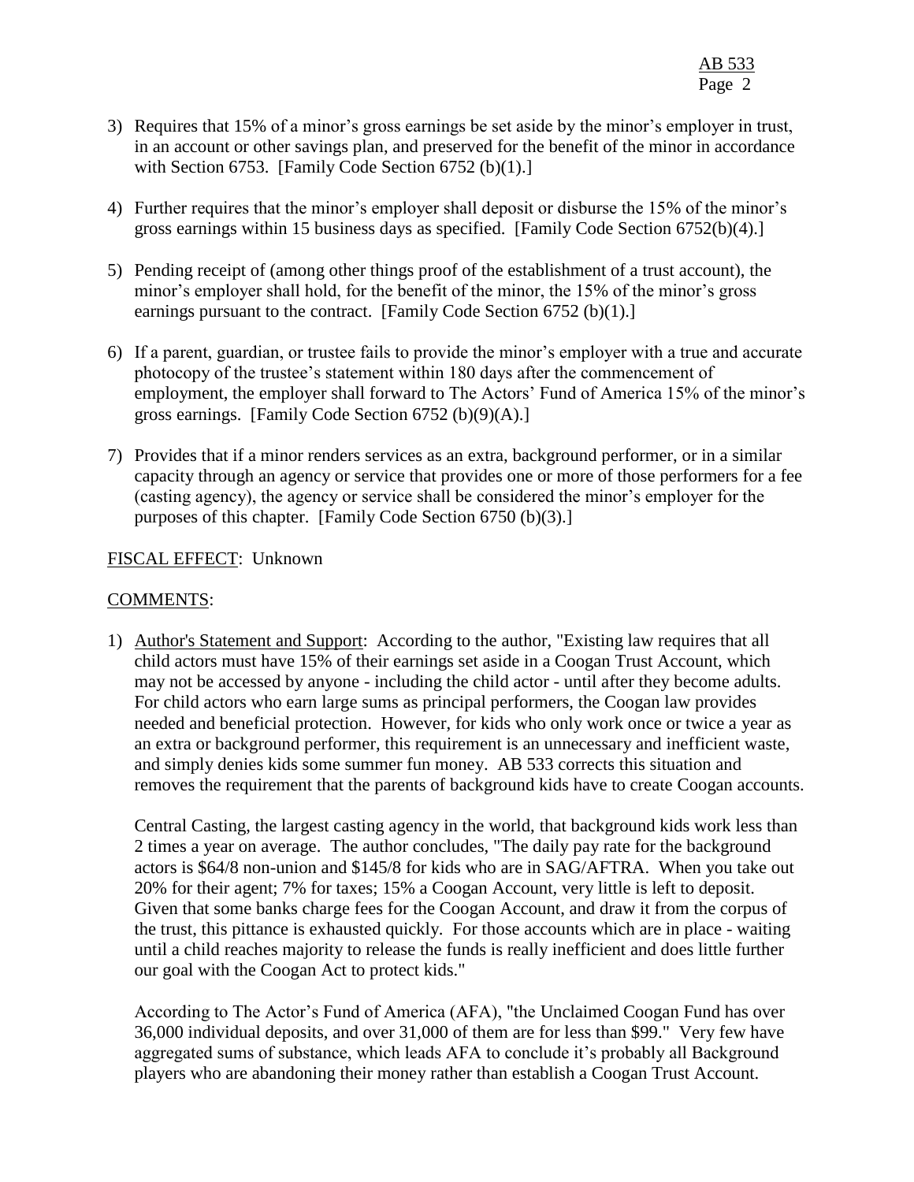3) Requires that 15% of a minor's gross earnings be set aside by the minor's employer in trust, in an account or other savings plan, and preserved for the benefit of the minor in accordance with Section 6753. [Family Code Section 6752 (b)(1).]

4) Further requires that the minor's employer shall deposit or disburse the 15% of the minor's gross earnings within 15 business days as specified. [Family Code Section 6752(b)(4).]

5) Pending receipt of (among other things proof of the establishment of a trust account), the minor's employer shall hold, for the benefit of the minor, the 15% of the minor's gross earnings pursuant to the contract. [Family Code Section 6752 (b)(1).]

6) If a parent, guardian, or trustee fails to provide the minor's employer with a true and accurate photocopy of the trustee's statement within 180 days after the commencement of employment, the employer shall forward to The Actors' Fund of America 15% of the minor's gross earnings. [Family Code Section 6752 (b)(9)(A).]

7) Provides that if a minor renders services as an extra, background performer, or in a similar capacity through an agency or service that provides one or more of those performers for a fee (casting agency), the agency or service shall be considered the minor's employer for the purposes of this chapter. [Family Code Section 6750 (b)(3).]

FISCAL EFFECT: Unknown

COMMENTS:

1) Author's Statement and Support: According to the author, "Existing law requires that all child actors must have 15% of their earnings set aside in a Coogan Trust Account, which may not be accessed by anyone - including the child actor - until after they become adults. For child actors who earn large sums as principal performers, the Coogan law provides needed and beneficial protection. However, for kids who only work once or twice a year as an extra or background performer, this requirement is an unnecessary and inefficient waste, and simply denies kids some summer fun money. AB 533 corrects this situation and removes the requirement that the parents of background kids have to create Coogan accounts.

   Central Casting, the largest casting agency in the world, that background kids work less than 2 times a year on average. The author concludes, "The daily pay rate for the background actors is $64/8 non-union and $145/8 for kids who are in SAG/AFTRA. When you take out 20% for their agent; 7% for taxes; 15% a Coogan Account, very little is left to deposit. Given that some banks charge fees for the Coogan Account, and draw it from the corpus of the trust, this pittance is exhausted quickly. For those accounts which are in place - waiting until a child reaches majority to release the funds is really inefficient and does little further our goal with the Coogan Act to protect kids."

   According to The Actor's Fund of America (AFA), "the Unclaimed Coogan Fund has over 36,000 individual deposits, and over 31,000 of them are for less than $99." Very few have aggregated sums of substance, which leads AFA to conclude it's probably all Background players who are abandoning their money rather than establish a Coogan Trust Account.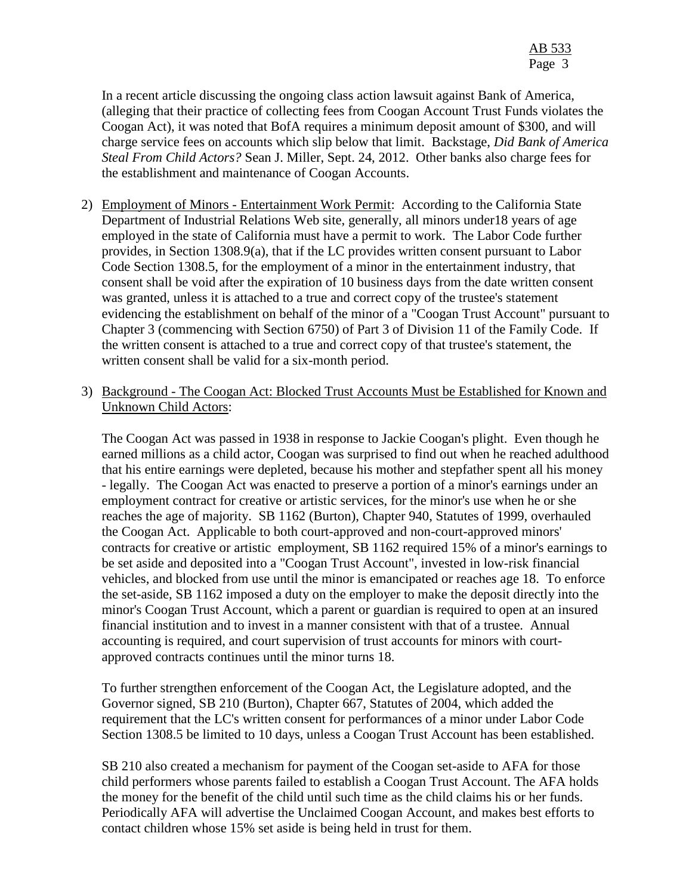In a recent article discussing the ongoing class action lawsuit against Bank of America, (alleging that their practice of collecting fees from Coogan Account Trust Funds violates the Coogan Act), it was noted that BofA requires a minimum deposit amount of $300, and will charge service fees on accounts which slip below that limit. Backstage, *Did Bank of America Steal From Child Actors?* Sean J. Miller, Sept. 24, 2012. Other banks also charge fees for the establishment and maintenance of Coogan Accounts.

2) Employment of Minors - Entertainment Work Permit: According to the California State Department of Industrial Relations Web site, generally, all minors under18 years of age employed in the state of California must have a permit to work. The Labor Code further provides, in Section 1308.9(a), that if the LC provides written consent pursuant to Labor Code Section 1308.5, for the employment of a minor in the entertainment industry, that consent shall be void after the expiration of 10 business days from the date written consent was granted, unless it is attached to a true and correct copy of the trustee's statement evidencing the establishment on behalf of the minor of a "Coogan Trust Account" pursuant to Chapter 3 (commencing with Section 6750) of Part 3 of Division 11 of the Family Code. If the written consent is attached to a true and correct copy of that trustee's statement, the written consent shall be valid for a six-month period.

3) Background - The Coogan Act: Blocked Trust Accounts Must be Established for Known and Unknown Child Actors:

   The Coogan Act was passed in 1938 in response to Jackie Coogan's plight. Even though he earned millions as a child actor, Coogan was surprised to find out when he reached adulthood that his entire earnings were depleted, because his mother and stepfather spent all his money - legally. The Coogan Act was enacted to preserve a portion of a minor's earnings under an employment contract for creative or artistic services, for the minor's use when he or she reaches the age of majority. SB 1162 (Burton), Chapter 940, Statutes of 1999, overhauled the Coogan Act. Applicable to both court-approved and non-court-approved minors' contracts for creative or artistic employment, SB 1162 required 15% of a minor's earnings to be set aside and deposited into a "Coogan Trust Account", invested in low-risk financial vehicles, and blocked from use until the minor is emancipated or reaches age 18. To enforce the set-aside, SB 1162 imposed a duty on the employer to make the deposit directly into the minor's Coogan Trust Account, which a parent or guardian is required to open at an insured financial institution and to invest in a manner consistent with that of a trustee. Annual accounting is required, and court supervision of trust accounts for minors with court-approved contracts continues until the minor turns 18.

   To further strengthen enforcement of the Coogan Act, the Legislature adopted, and the Governor signed, SB 210 (Burton), Chapter 667, Statutes of 2004, which added the requirement that the LC's written consent for performances of a minor under Labor Code Section 1308.5 be limited to 10 days, unless a Coogan Trust Account has been established.

   SB 210 also created a mechanism for payment of the Coogan set-aside to AFA for those child performers whose parents failed to establish a Coogan Trust Account. The AFA holds the money for the benefit of the child until such time as the child claims his or her funds. Periodically AFA will advertise the Unclaimed Coogan Account, and makes best efforts to contact children whose 15% set aside is being held in trust for them.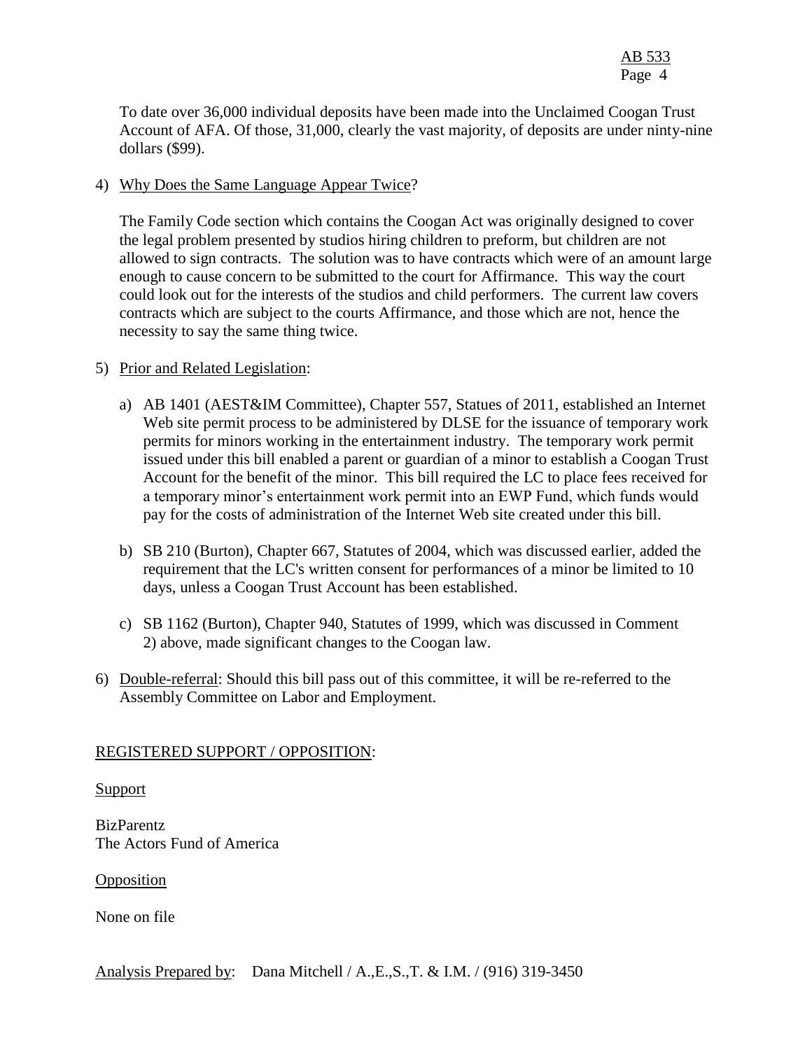To date over 36,000 individual deposits have been made into the Unclaimed Coogan Trust Account of AFA. Of those, 31,000, clearly the vast majority, of deposits are under ninty-nine dollars ($99).

4) Why Does the Same Language Appear Twice?

   The Family Code section which contains the Coogan Act was originally designed to cover the legal problem presented by studios hiring children to preform, but children are not allowed to sign contracts. The solution was to have contracts which were of an amount large enough to cause concern to be submitted to the court for Affirmance. This way the court could look out for the interests of the studios and child performers. The current law covers contracts which are subject to the courts Affirmance, and those which are not, hence the necessity to say the same thing twice.

5) Prior and Related Legislation:

   a) AB 1401 (AEST&IM Committee), Chapter 557, Statues of 2011, established an Internet Web site permit process to be administered by DLSE for the issuance of temporary work permits for minors working in the entertainment industry. The temporary work permit issued under this bill enabled a parent or guardian of a minor to establish a Coogan Trust Account for the benefit of the minor. This bill required the LC to place fees received for a temporary minor's entertainment work permit into an EWP Fund, which funds would pay for the costs of administration of the Internet Web site created under this bill.

   b) SB 210 (Burton), Chapter 667, Statutes of 2004, which was discussed earlier, added the requirement that the LC's written consent for performances of a minor be limited to 10 days, unless a Coogan Trust Account has been established.

   c) SB 1162 (Burton), Chapter 940, Statutes of 1999, which was discussed in Comment 2) above, made significant changes to the Coogan law.

6) Double-referral: Should this bill pass out of this committee, it will be re-referred to the Assembly Committee on Labor and Employment.

REGISTERED SUPPORT / OPPOSITION:

Support

BizParentz
The Actors Fund of America

Opposition

None on file

Analysis Prepared by: Dana Mitchell / A.,E.,S.,T. & I.M. / (916) 319-3450